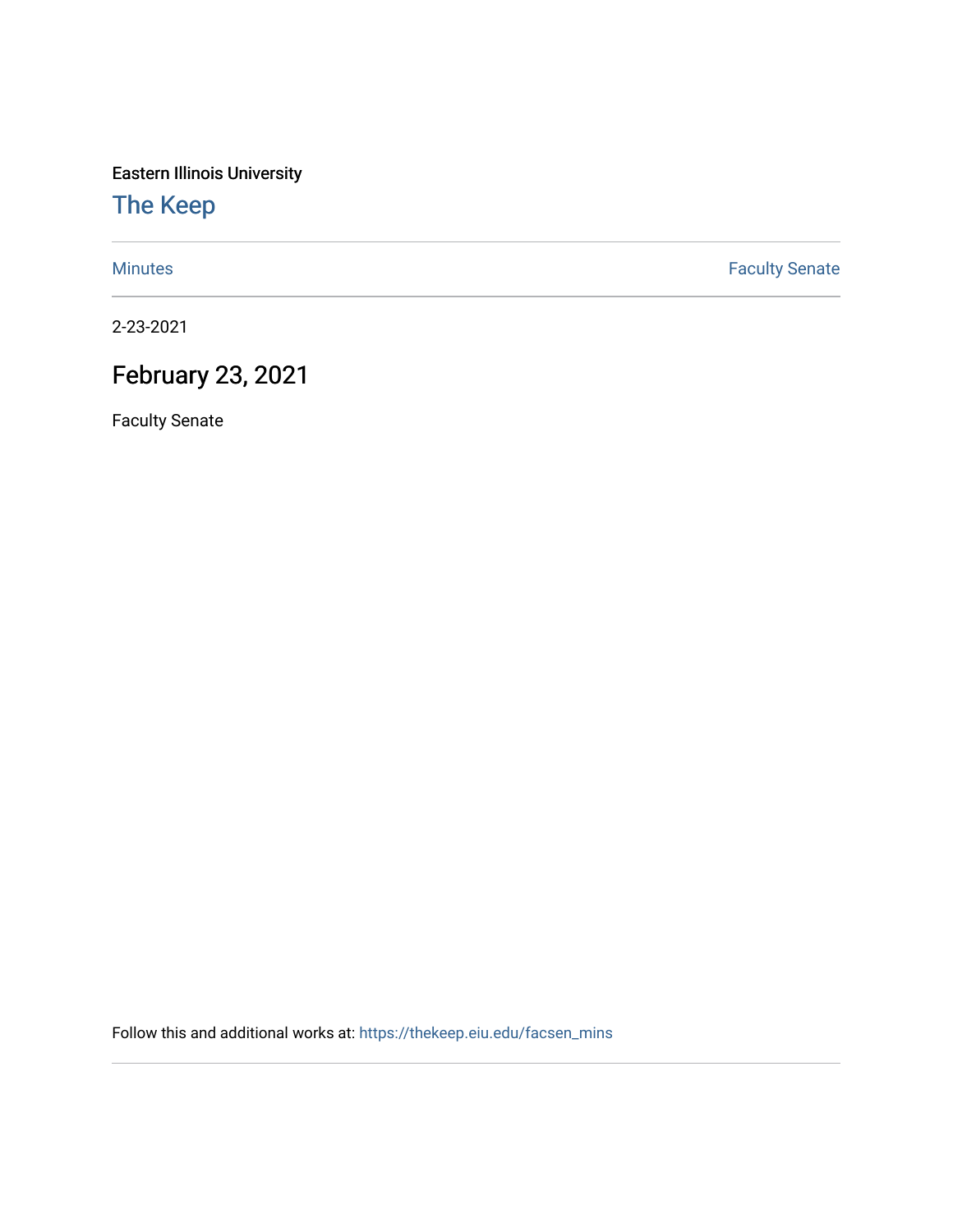Eastern Illinois University

# The Keep

Minutes | Faculty Senate

2-23-2021

## February 23, 2021

Faculty Senate

Follow this and additional works at: https://thekeep.eiu.edu/facsen_mins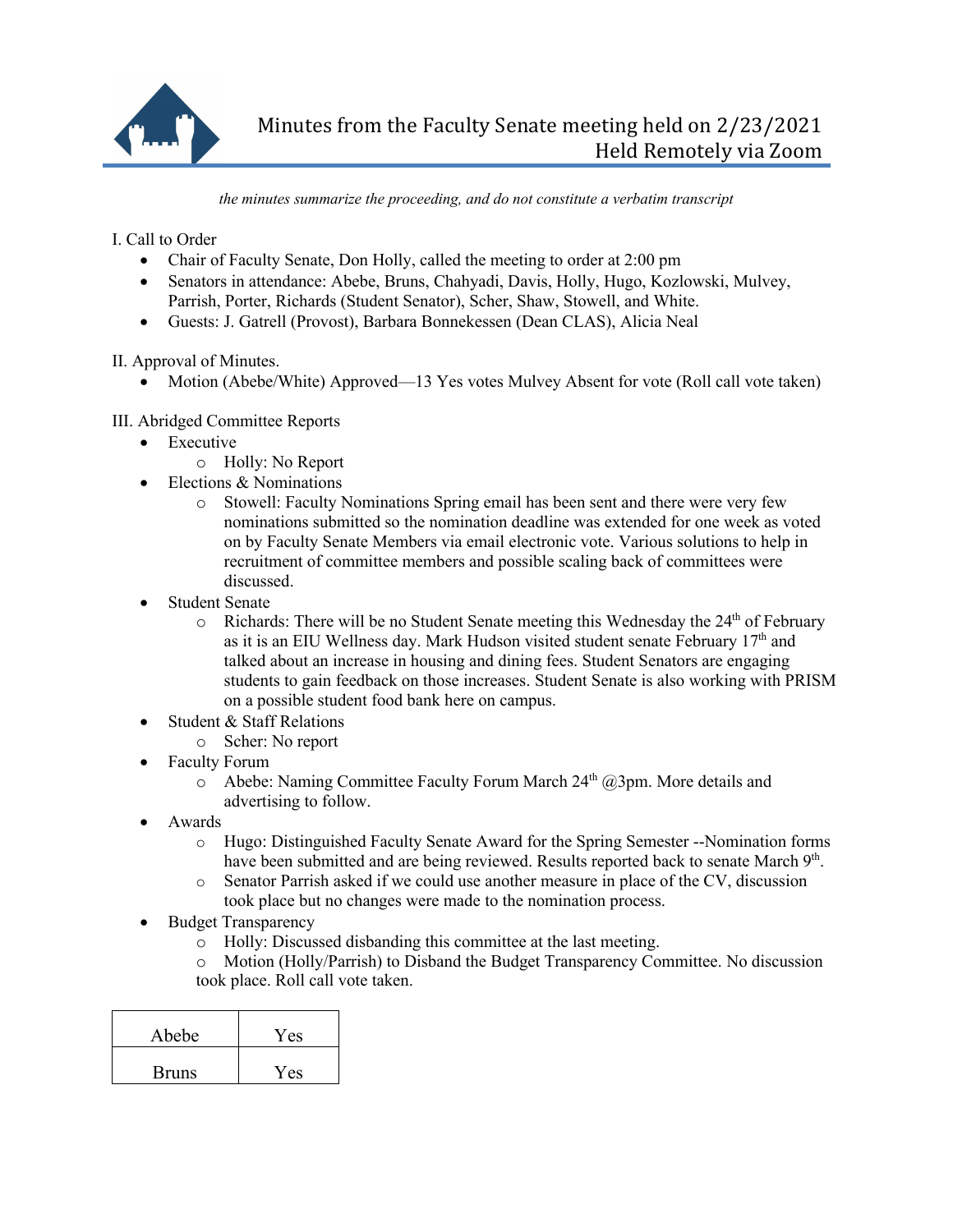Minutes from the Faculty Senate meeting held on 2/23/2021
Held Remotely via Zoom

*the minutes summarize the proceeding, and do not constitute a verbatim transcript*

I. Call to Order

- Chair of Faculty Senate, Don Holly, called the meeting to order at 2:00 pm
- Senators in attendance: Abebe, Bruns, Chahyadi, Davis, Holly, Hugo, Kozlowski, Mulvey, Parrish, Porter, Richards (Student Senator), Scher, Shaw, Stowell, and White.
- Guests: J. Gatrell (Provost), Barbara Bonnekessen (Dean CLAS), Alicia Neal

II. Approval of Minutes.

- Motion (Abebe/White) Approved—13 Yes votes Mulvey Absent for vote (Roll call vote taken)

III. Abridged Committee Reports

- Executive
  - Holly: No Report
- Elections & Nominations
  - Stowell: Faculty Nominations Spring email has been sent and there were very few nominations submitted so the nomination deadline was extended for one week as voted on by Faculty Senate Members via email electronic vote. Various solutions to help in recruitment of committee members and possible scaling back of committees were discussed.
- Student Senate
  - Richards: There will be no Student Senate meeting this Wednesday the 24th of February as it is an EIU Wellness day. Mark Hudson visited student senate February 17th and talked about an increase in housing and dining fees. Student Senators are engaging students to gain feedback on those increases. Student Senate is also working with PRISM on a possible student food bank here on campus.
- Student & Staff Relations
  - Scher: No report
- Faculty Forum
  - Abebe: Naming Committee Faculty Forum March 24th @3pm. More details and advertising to follow.
- Awards
  - Hugo: Distinguished Faculty Senate Award for the Spring Semester --Nomination forms have been submitted and are being reviewed. Results reported back to senate March 9th.
  - Senator Parrish asked if we could use another measure in place of the CV, discussion took place but no changes were made to the nomination process.
- Budget Transparency
  - Holly: Discussed disbanding this committee at the last meeting.
  - Motion (Holly/Parrish) to Disband the Budget Transparency Committee. No discussion took place. Roll call vote taken.

| | |
|---|---|
| Abebe | Yes |
| Bruns | Yes |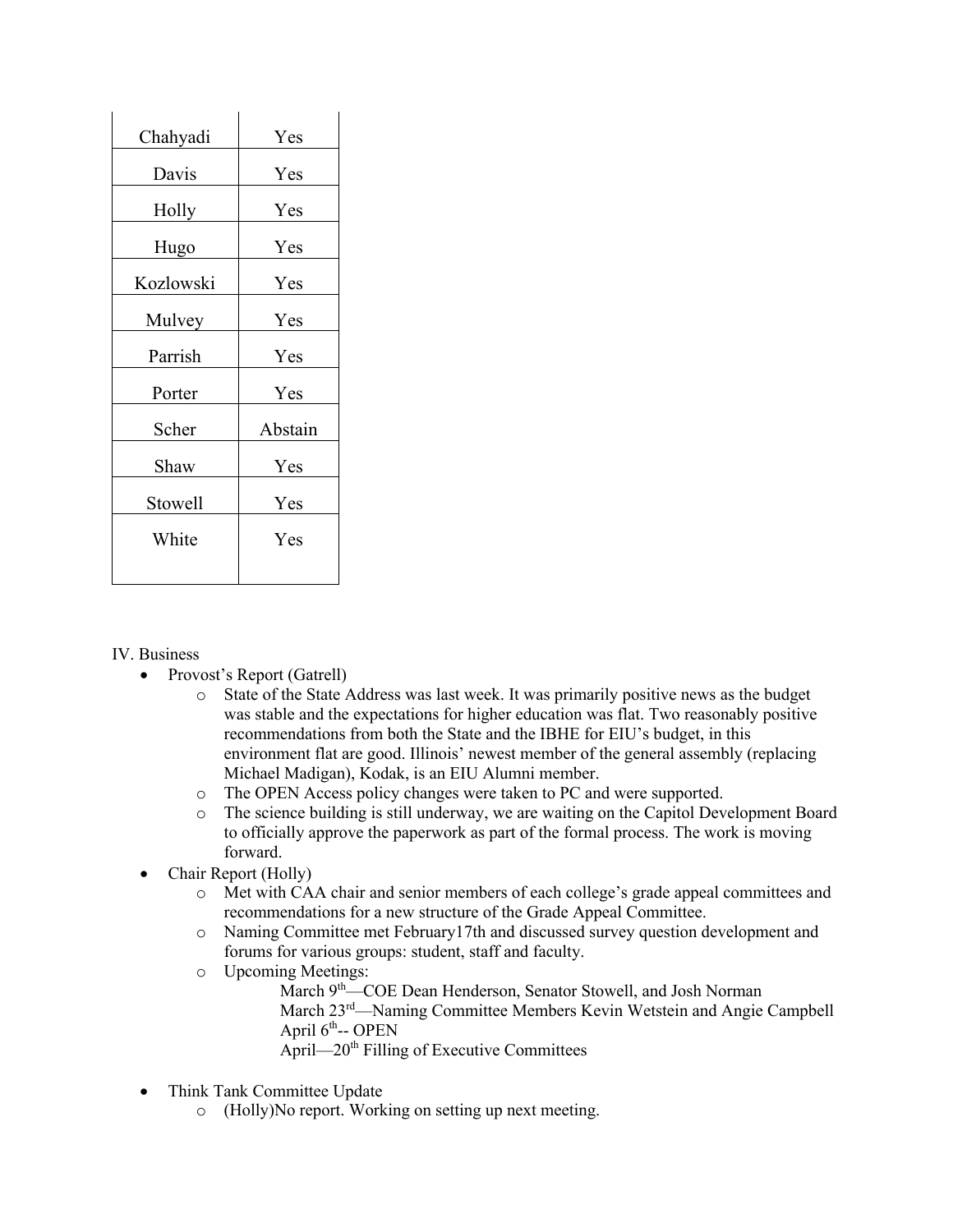| | |
|---|---|
| Chahyadi | Yes |
| Davis | Yes |
| Holly | Yes |
| Hugo | Yes |
| Kozlowski | Yes |
| Mulvey | Yes |
| Parrish | Yes |
| Porter | Yes |
| Scher | Abstain |
| Shaw | Yes |
| Stowell | Yes |
| White | Yes |

IV. Business

- Provost's Report (Gatrell)
  - State of the State Address was last week. It was primarily positive news as the budget was stable and the expectations for higher education was flat. Two reasonably positive recommendations from both the State and the IBHE for EIU's budget, in this environment flat are good. Illinois' newest member of the general assembly (replacing Michael Madigan), Kodak, is an EIU Alumni member.
  - The OPEN Access policy changes were taken to PC and were supported.
  - The science building is still underway, we are waiting on the Capitol Development Board to officially approve the paperwork as part of the formal process. The work is moving forward.
- Chair Report (Holly)
  - Met with CAA chair and senior members of each college's grade appeal committees and recommendations for a new structure of the Grade Appeal Committee.
  - Naming Committee met February17th and discussed survey question development and forums for various groups: student, staff and faculty.
  - Upcoming Meetings:

    March 9th—COE Dean Henderson, Senator Stowell, and Josh Norman
    March 23rd—Naming Committee Members Kevin Wetstein and Angie Campbell
    April 6th-- OPEN
    April—20th Filling of Executive Committees

- Think Tank Committee Update
  - (Holly)No report. Working on setting up next meeting.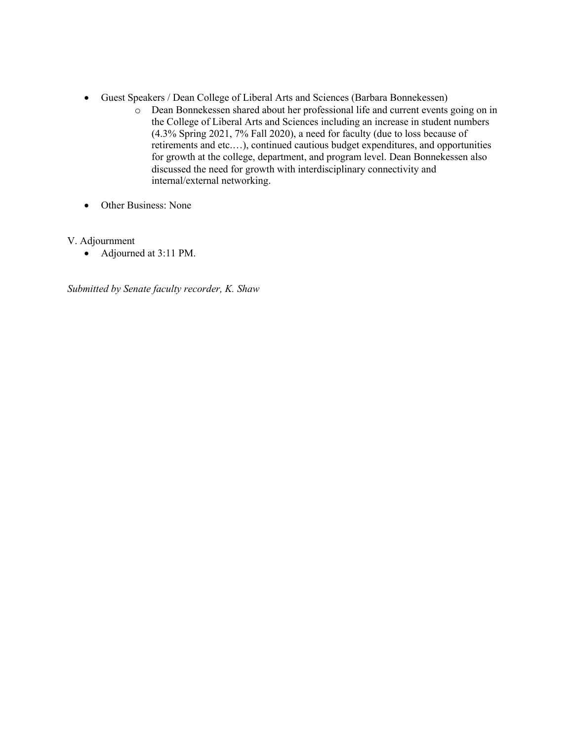- Guest Speakers / Dean College of Liberal Arts and Sciences (Barbara Bonnekessen)
    - Dean Bonnekessen shared about her professional life and current events going on in the College of Liberal Arts and Sciences including an increase in student numbers (4.3% Spring 2021, 7% Fall 2020), a need for faculty (due to loss because of retirements and etc.…), continued cautious budget expenditures, and opportunities for growth at the college, department, and program level. Dean Bonnekessen also discussed the need for growth with interdisciplinary connectivity and internal/external networking.

- Other Business: None

V. Adjournment

- Adjourned at 3:11 PM.

*Submitted by Senate faculty recorder, K. Shaw*